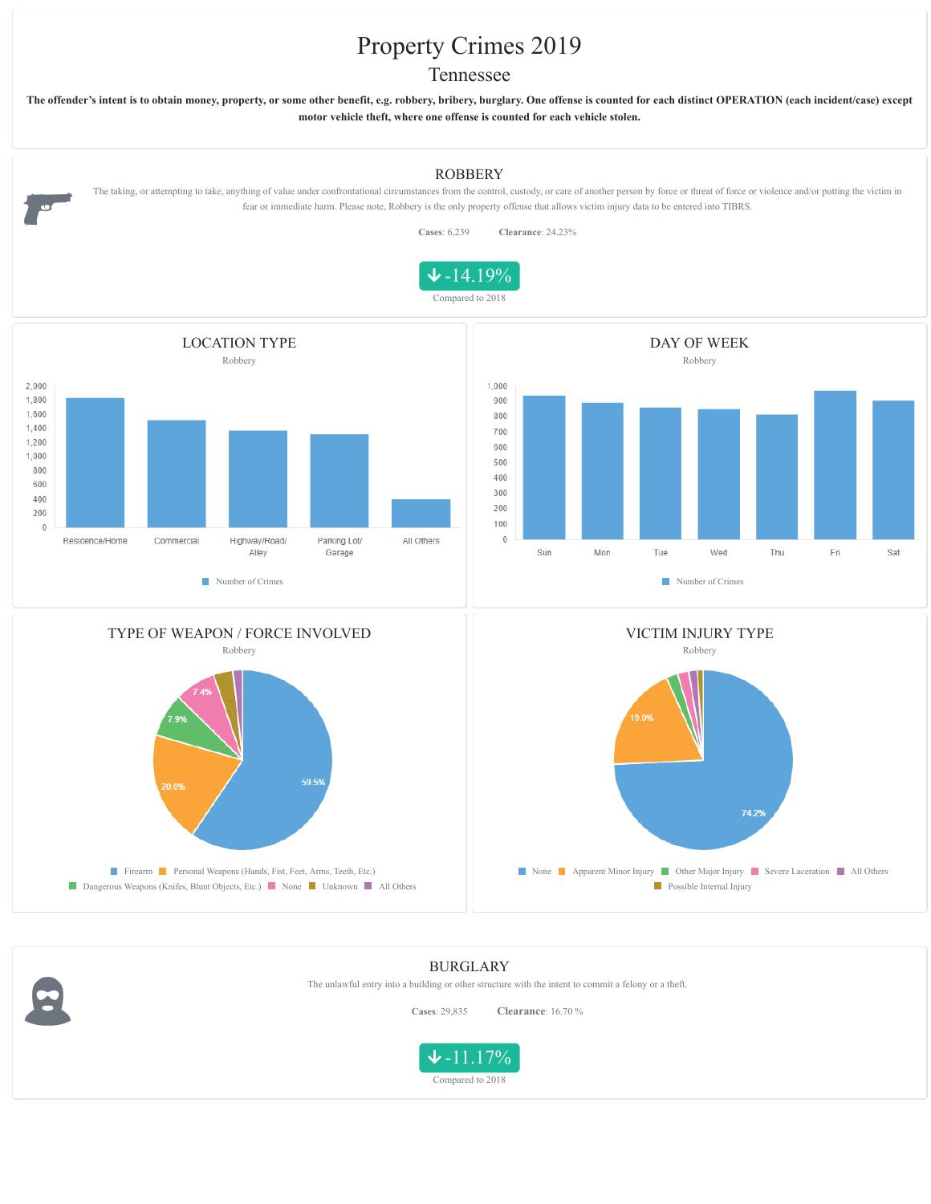# Property Crimes 2019

## Tennessee

**The offender's intent is to obtain money, property, or some other benefit, e.g. robbery, bribery, burglary. One offense is counted for each distinct OPERATION (each incident/case) except motor vehicle theft, where one offense is counted for each vehicle stolen.**

## ROBBERY

The taking, or attempting to take, anything of value under confrontational circumstances from the control, custody, or care of another person by force or threat of force or violence and/or putting the victim in fear or immediate harm. Please note, Robbery is the only property offense that allows victim injury data to be entered into TIBRS.

**Cases**: 6,239 **Clearance**: 24.23%

-14.19%

Compared to 2018

### LOCATION TYPE

Robbery

Residence/Home, Commercial, Highway/Road/Alley, Parking Lot/Garage, All Others

Number of Crimes

### DAY OF WEEK

Robbery

Sun, Mon, Tue, Wed, Thu, Fri, Sat

Number of Crimes

### TYPE OF WEAPON / FORCE INVOLVED

Robbery

| Weapon / Force | Percent |
|---|---|
| Firearm | 59.5% |
| Personal Weapons (Hands, Fist, Feet, Arms, Teeth, Etc.) | 20.0% |
| Dangerous Weapons (Knifes, Blunt Objects, Etc.) | 7.9% |
| None | 7.4% |
| Unknown | |
| All Others | |

### VICTIM INJURY TYPE

Robbery

| Injury Type | Percent |
|---|---|
| None | 74.2% |
| Apparent Minor Injury | 19.0% |
| Other Major Injury | |
| Severe Laceration | |
| All Others | |
| Possible Internal Injury | |

## BURGLARY

The unlawful entry into a building or other structure with the intent to commit a felony or a theft.

**Cases**: 29,835 **Clearance**: 16.70 %

-11.17%

Compared to 2018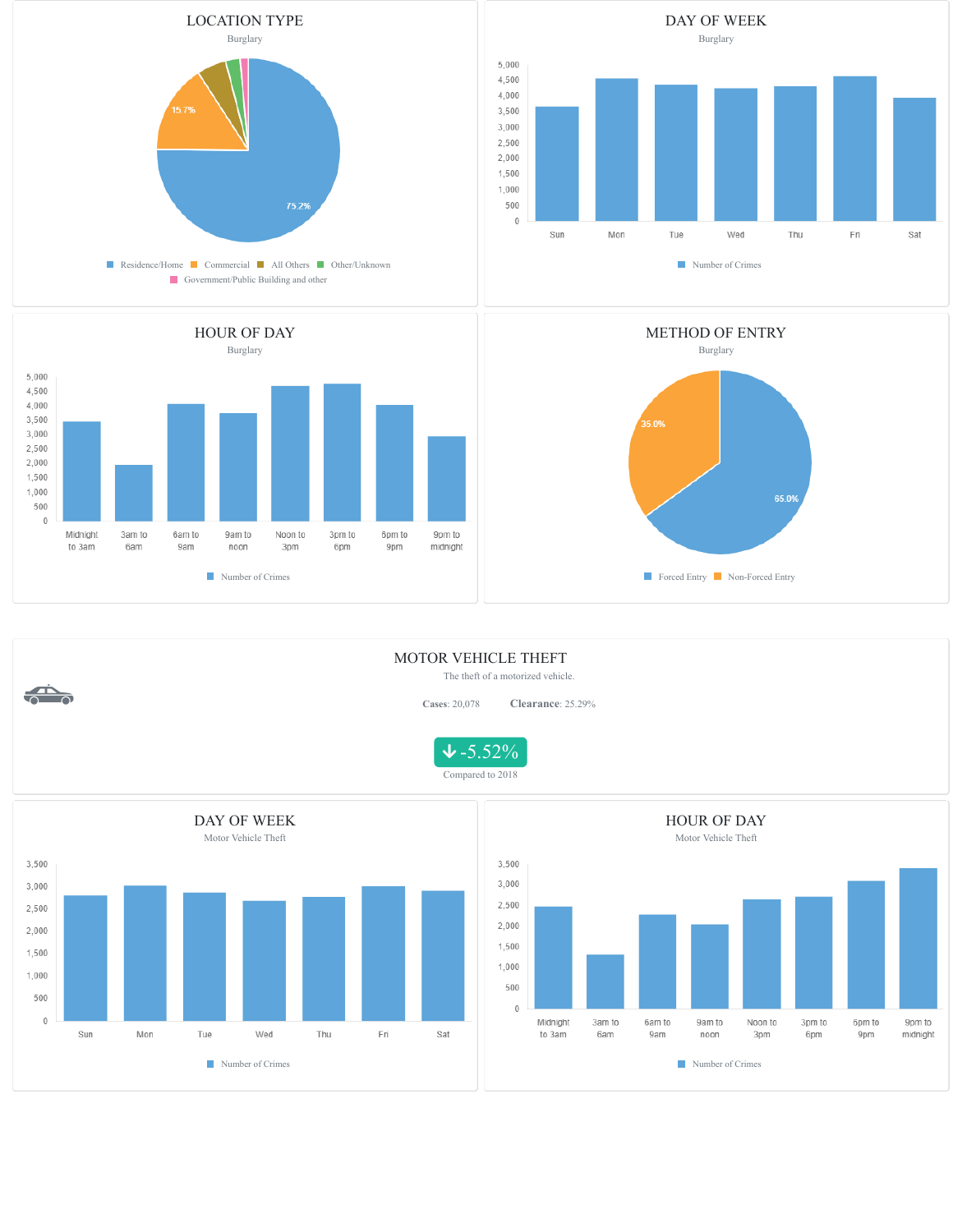## LOCATION TYPE

Burglary

- Residence/Home: 75.2%
- Commercial: 15.7%
- All Others
- Other/Unknown
- Government/Public Building and other

## DAY OF WEEK

Burglary

Number of Crimes (Sun, Mon, Tue, Wed, Thu, Fri, Sat)

## HOUR OF DAY

Burglary

Number of Crimes (Midnight to 3am, 3am to 6am, 6am to 9am, 9am to noon, Noon to 3pm, 3pm to 6pm, 6pm to 9pm, 9pm to midnight)

## METHOD OF ENTRY

Burglary

- Forced Entry: 65.0%
- Non-Forced Entry: 35.0%

## MOTOR VEHICLE THEFT

The theft of a motorized vehicle.

**Cases**: 20,078 **Clearance**: 25.29%

↓ -5.52%

Compared to 2018

## DAY OF WEEK

Motor Vehicle Theft

Number of Crimes (Sun, Mon, Tue, Wed, Thu, Fri, Sat)

## HOUR OF DAY

Motor Vehicle Theft

Number of Crimes (Midnight to 3am, 3am to 6am, 6am to 9am, 9am to noon, Noon to 3pm, 3pm to 6pm, 6pm to 9pm, 9pm to midnight)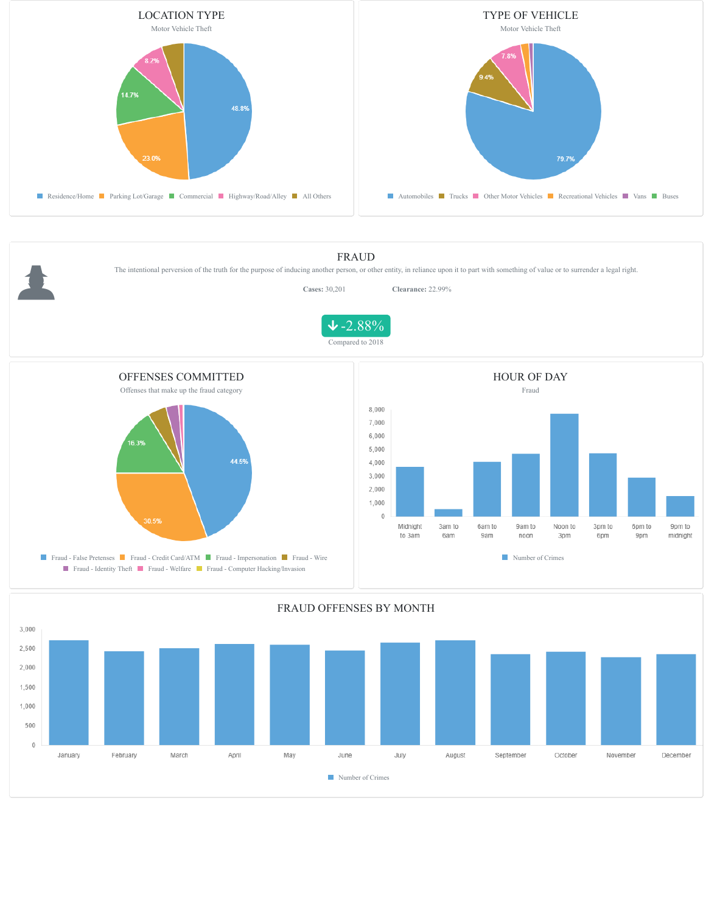## LOCATION TYPE

Motor Vehicle Theft

48.8%
23.0%
14.7%
8.2%

Residence/Home   Parking Lot/Garage   Commercial   Highway/Road/Alley   All Others

## TYPE OF VEHICLE

Motor Vehicle Theft

79.7%
9.4%
7.8%

Automobiles   Trucks   Other Motor Vehicles   Recreational Vehicles   Vans   Buses

## FRAUD

The intentional perversion of the truth for the purpose of inducing another person, or other entity, in reliance upon it to part with something of value or to surrender a legal right.

**Cases:** 30,201   **Clearance:** 22.99%

-2.88%

Compared to 2018

## OFFENSES COMMITTED

Offenses that make up the fraud category

44.5%
30.5%
16.3%

Fraud - False Pretenses   Fraud - Credit Card/ATM   Fraud - Impersonation   Fraud - Wire   Fraud - Identity Theft   Fraud - Welfare   Fraud - Computer Hacking/Invasion

## HOUR OF DAY

Fraud

8,000
7,000
6,000
5,000
4,000
3,000
2,000
1,000
0

Midnight to 3am   3am to 6am   6am to 9am   9am to noon   Noon to 3pm   3pm to 6pm   6pm to 9pm   9pm to midnight

Number of Crimes

## FRAUD OFFENSES BY MONTH

3,000
2,500
2,000
1,500
1,000
500
0

January   February   March   April   May   June   July   August   September   October   November   December

Number of Crimes